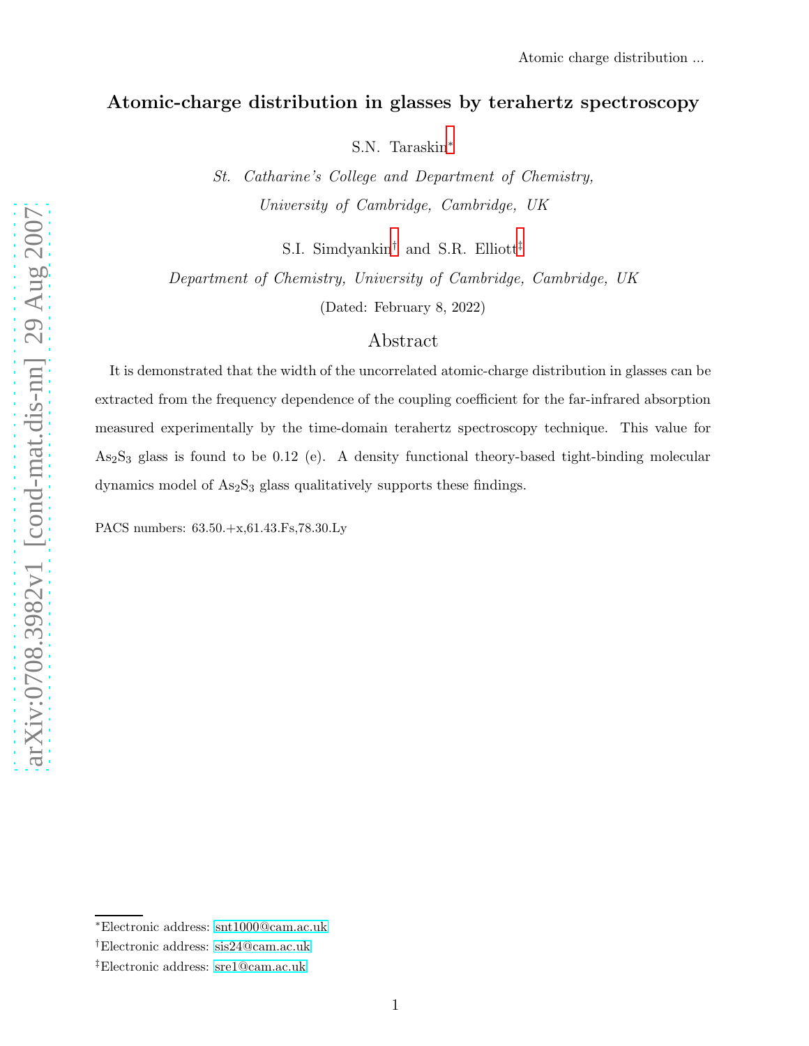# Atomic-charge distribution in glasses by terahertz spectroscopy

S.N. Taraskin[*]

*St. Catharine's College and Department of Chemistry, University of Cambridge, Cambridge, UK*

S.I. Simdyankin[†] and S.R. Elliott[‡]

*Department of Chemistry, University of Cambridge, Cambridge, UK*

(Dated: February 8, 2022)

## Abstract

It is demonstrated that the width of the uncorrelated atomic-charge distribution in glasses can be extracted from the frequency dependence of the coupling coefficient for the far-infrared absorption measured experimentally by the time-domain terahertz spectroscopy technique. This value for $As_2S_3$ glass is found to be 0.12 (e). A density functional theory-based tight-binding molecular dynamics model of $As_2S_3$ glass qualitatively supports these findings.

PACS numbers: 63.50.+x,61.43.Fs,78.30.Ly

---

[*] Electronic address: snt1000@cam.ac.uk

[†] Electronic address: sis24@cam.ac.uk

[‡] Electronic address: sre1@cam.ac.uk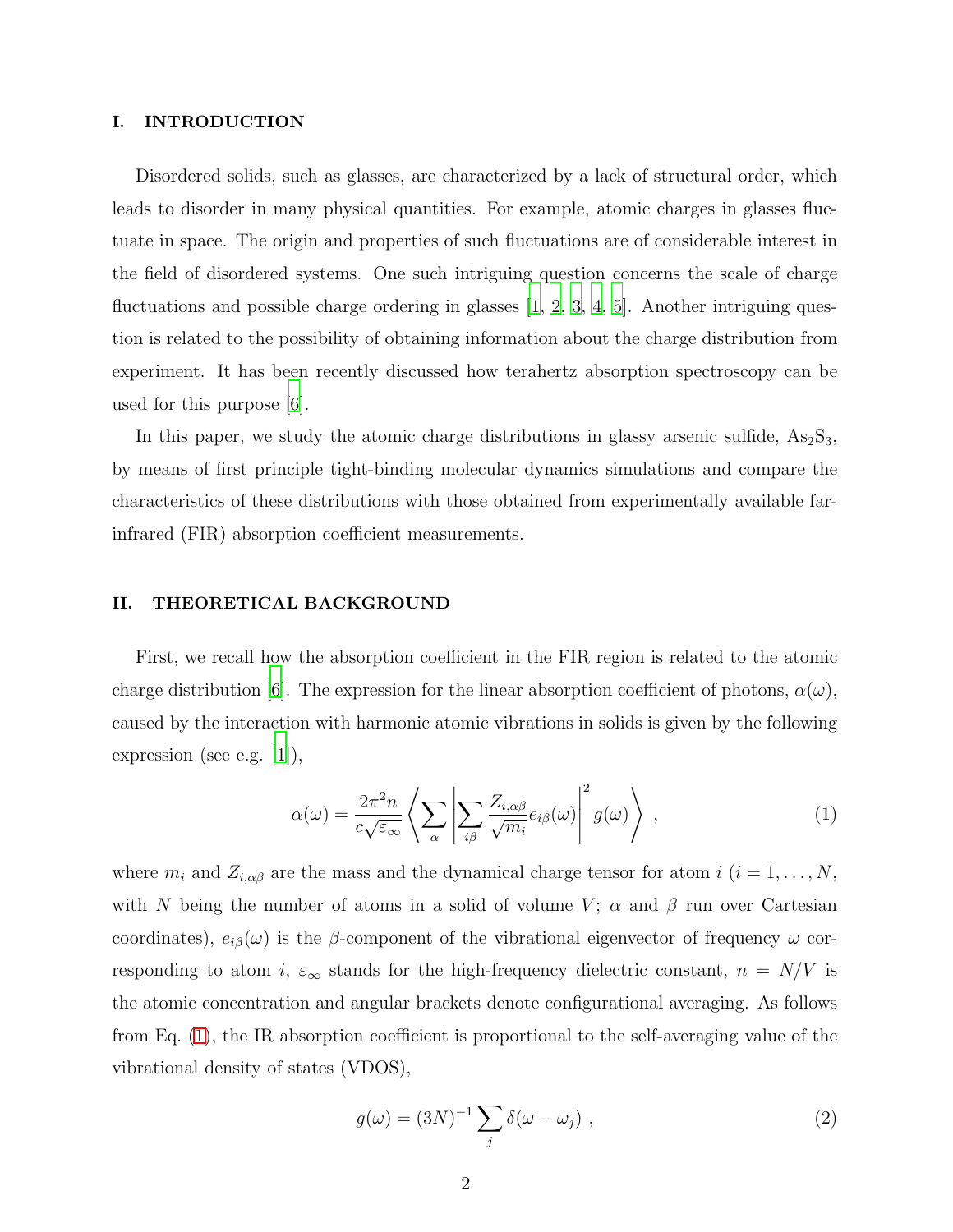## I. INTRODUCTION

Disordered solids, such as glasses, are characterized by a lack of structural order, which leads to disorder in many physical quantities. For example, atomic charges in glasses fluctuate in space. The origin and properties of such fluctuations are of considerable interest in the field of disordered systems. One such intriguing question concerns the scale of charge fluctuations and possible charge ordering in glasses [1, 2, 3, 4, 5]. Another intriguing question is related to the possibility of obtaining information about the charge distribution from experiment. It has been recently discussed how terahertz absorption spectroscopy can be used for this purpose [6].

In this paper, we study the atomic charge distributions in glassy arsenic sulfide, $As_2S_3$, by means of first principle tight-binding molecular dynamics simulations and compare the characteristics of these distributions with those obtained from experimentally available far-infrared (FIR) absorption coefficient measurements.

## II. THEORETICAL BACKGROUND

First, we recall how the absorption coefficient in the FIR region is related to the atomic charge distribution [6]. The expression for the linear absorption coefficient of photons, $\alpha(\omega)$, caused by the interaction with harmonic atomic vibrations in solids is given by the following expression (see e.g. [1]),

$$\alpha(\omega) = \frac{2\pi^2 n}{c\sqrt{\varepsilon_\infty}} \left\langle \sum_\alpha \left| \sum_{i\beta} \frac{Z_{i,\alpha\beta}}{\sqrt{m_i}} e_{i\beta}(\omega) \right|^2 g(\omega) \right\rangle \ , \tag{1}$$

where $m_i$ and $Z_{i,\alpha\beta}$ are the mass and the dynamical charge tensor for atom $i$ ($i = 1, \ldots, N$, with $N$ being the number of atoms in a solid of volume $V$; $\alpha$ and $\beta$ run over Cartesian coordinates), $e_{i\beta}(\omega)$ is the $\beta$-component of the vibrational eigenvector of frequency $\omega$ corresponding to atom $i$, $\varepsilon_\infty$ stands for the high-frequency dielectric constant, $n = N/V$ is the atomic concentration and angular brackets denote configurational averaging. As follows from Eq. (1), the IR absorption coefficient is proportional to the self-averaging value of the vibrational density of states (VDOS),

$$g(\omega) = (3N)^{-1} \sum_j \delta(\omega - \omega_j) \ , \tag{2}$$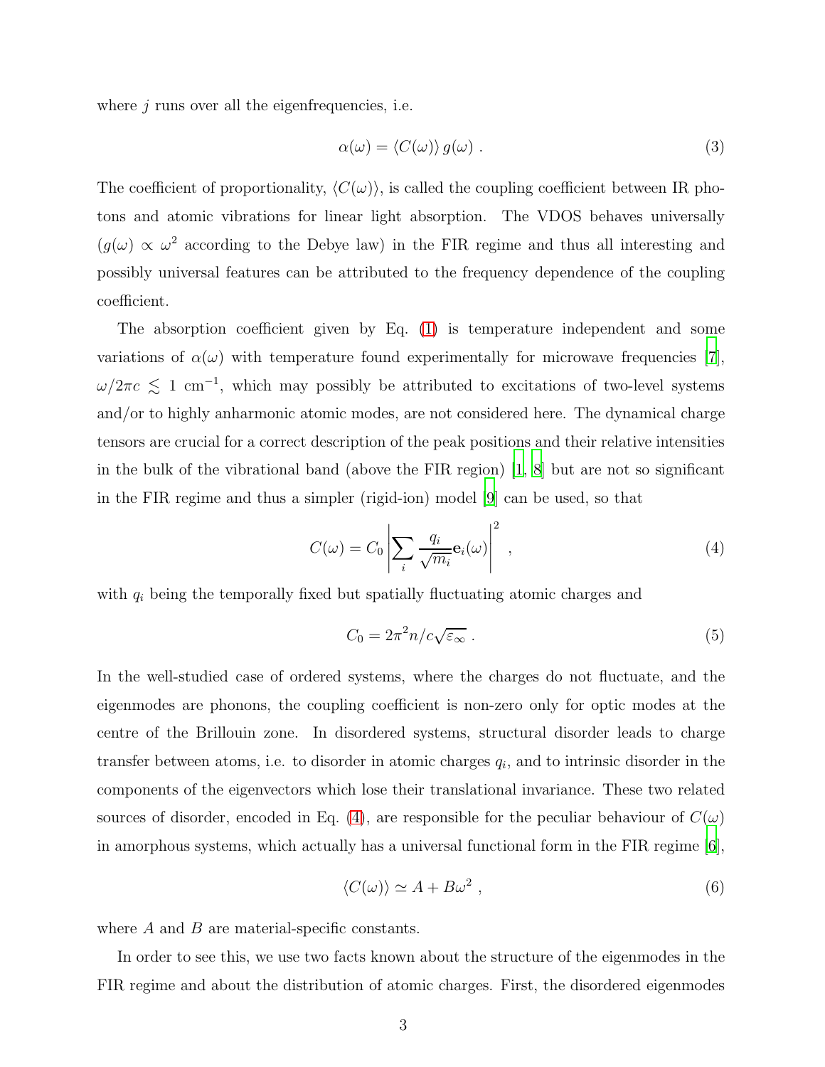where $j$ runs over all the eigenfrequencies, i.e.

$$\alpha(\omega) = \langle C(\omega) \rangle \, g(\omega) \ . \tag{3}$$

The coefficient of proportionality, $\langle C(\omega) \rangle$, is called the coupling coefficient between IR photons and atomic vibrations for linear light absorption. The VDOS behaves universally ($g(\omega) \propto \omega^2$ according to the Debye law) in the FIR regime and thus all interesting and possibly universal features can be attributed to the frequency dependence of the coupling coefficient.

The absorption coefficient given by Eq. (1) is temperature independent and some variations of $\alpha(\omega)$ with temperature found experimentally for microwave frequencies [7], $\omega/2\pi c \lesssim 1$ cm$^{-1}$, which may possibly be attributed to excitations of two-level systems and/or to highly anharmonic atomic modes, are not considered here. The dynamical charge tensors are crucial for a correct description of the peak positions and their relative intensities in the bulk of the vibrational band (above the FIR region) [1, 8] but are not so significant in the FIR regime and thus a simpler (rigid-ion) model [9] can be used, so that

$$C(\omega) = C_0 \left| \sum_i \frac{q_i}{\sqrt{m_i}} \mathbf{e}_i(\omega) \right|^2 \ , \tag{4}$$

with $q_i$ being the temporally fixed but spatially fluctuating atomic charges and

$$C_0 = 2\pi^2 n / c\sqrt{\varepsilon_\infty} \ . \tag{5}$$

In the well-studied case of ordered systems, where the charges do not fluctuate, and the eigenmodes are phonons, the coupling coefficient is non-zero only for optic modes at the centre of the Brillouin zone. In disordered systems, structural disorder leads to charge transfer between atoms, i.e. to disorder in atomic charges $q_i$, and to intrinsic disorder in the components of the eigenvectors which lose their translational invariance. These two related sources of disorder, encoded in Eq. (4), are responsible for the peculiar behaviour of $C(\omega)$ in amorphous systems, which actually has a universal functional form in the FIR regime [6],

$$\langle C(\omega) \rangle \simeq A + B\omega^2 \ , \tag{6}$$

where $A$ and $B$ are material-specific constants.

In order to see this, we use two facts known about the structure of the eigenmodes in the FIR regime and about the distribution of atomic charges. First, the disordered eigenmodes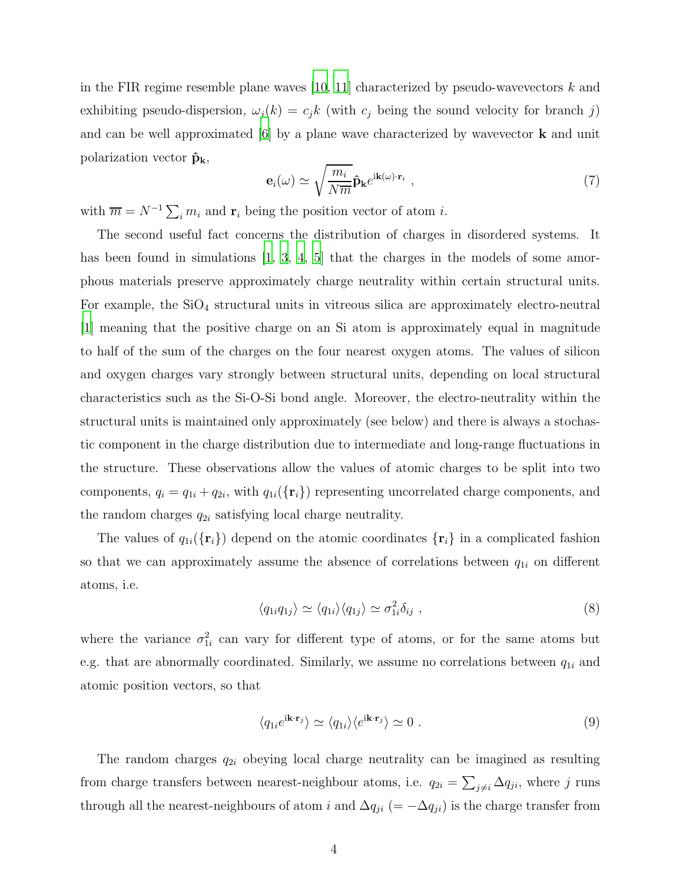in the FIR regime resemble plane waves [10, 11] characterized by pseudo-wavevectors $k$ and exhibiting pseudo-dispersion, $\omega_j(k) = c_j k$ (with $c_j$ being the sound velocity for branch $j$) and can be well approximated [6] by a plane wave characterized by wavevector $\mathbf{k}$ and unit polarization vector $\hat{\mathbf{p}}_{\mathbf{k}}$,

$$\mathbf{e}_i(\omega) \simeq \sqrt{\frac{m_i}{N\overline{m}}}\hat{\mathbf{p}}_{\mathbf{k}} e^{\mathrm{i}\mathbf{k}(\omega)\cdot\mathbf{r}_i} , \tag{7}$$

with $\overline{m} = N^{-1}\sum_i m_i$ and $\mathbf{r}_i$ being the position vector of atom $i$.

The second useful fact concerns the distribution of charges in disordered systems. It has been found in simulations [1, 3, 4, 5] that the charges in the models of some amorphous materials preserve approximately charge neutrality within certain structural units. For example, the $SiO_4$ structural units in vitreous silica are approximately electro-neutral [1] meaning that the positive charge on an Si atom is approximately equal in magnitude to half of the sum of the charges on the four nearest oxygen atoms. The values of silicon and oxygen charges vary strongly between structural units, depending on local structural characteristics such as the Si-O-Si bond angle. Moreover, the electro-neutrality within the structural units is maintained only approximately (see below) and there is always a stochastic component in the charge distribution due to intermediate and long-range fluctuations in the structure. These observations allow the values of atomic charges to be split into two components, $q_i = q_{1i} + q_{2i}$, with $q_{1i}(\{\mathbf{r}_i\})$ representing uncorrelated charge components, and the random charges $q_{2i}$ satisfying local charge neutrality.

The values of $q_{1i}(\{\mathbf{r}_i\})$ depend on the atomic coordinates $\{\mathbf{r}_i\}$ in a complicated fashion so that we can approximately assume the absence of correlations between $q_{1i}$ on different atoms, i.e.

$$\langle q_{1i}q_{1j}\rangle \simeq \langle q_{1i}\rangle\langle q_{1j}\rangle \simeq \sigma_{1i}^2\delta_{ij} , \tag{8}$$

where the variance $\sigma_{1i}^2$ can vary for different type of atoms, or for the same atoms but e.g. that are abnormally coordinated. Similarly, we assume no correlations between $q_{1i}$ and atomic position vectors, so that

$$\langle q_{1i}e^{\mathrm{i}\mathbf{k}\cdot\mathbf{r}_j}\rangle \simeq \langle q_{1i}\rangle\langle e^{\mathrm{i}\mathbf{k}\cdot\mathbf{r}_j}\rangle \simeq 0 . \tag{9}$$

The random charges $q_{2i}$ obeying local charge neutrality can be imagined as resulting from charge transfers between nearest-neighbour atoms, i.e. $q_{2i} = \sum_{j\neq i}\Delta q_{ji}$, where $j$ runs through all the nearest-neighbours of atom $i$ and $\Delta q_{ji}$ $(= -\Delta q_{ji})$ is the charge transfer from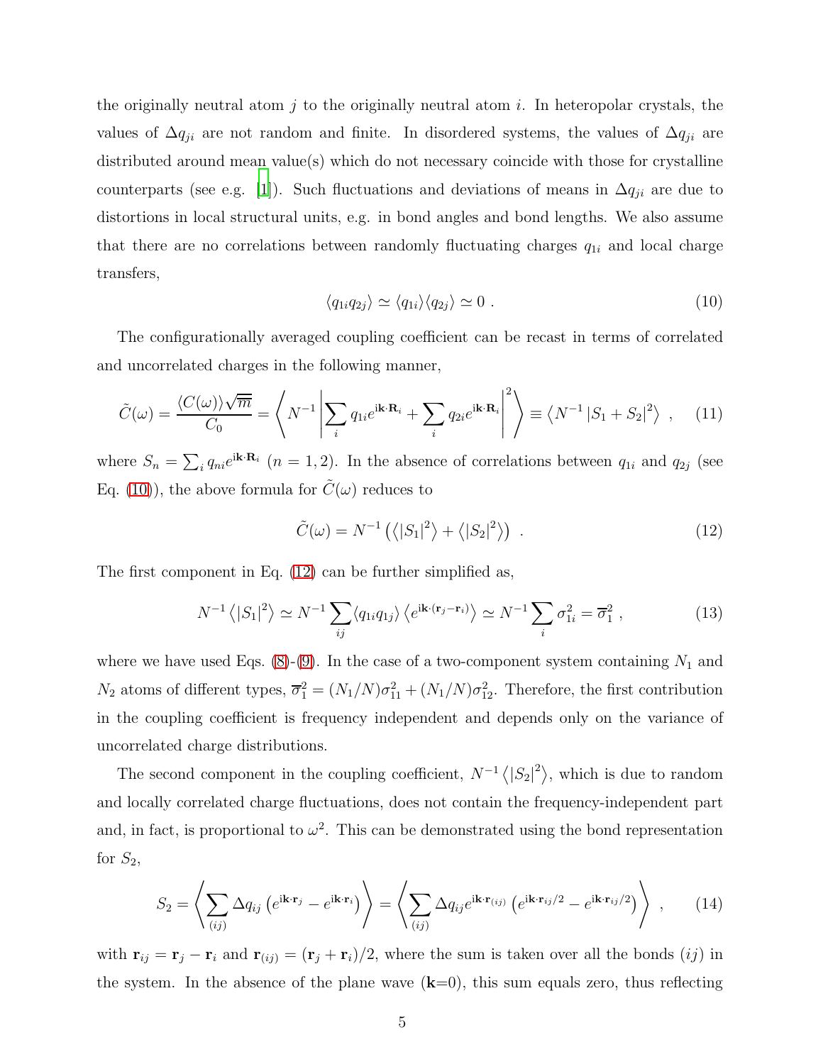the originally neutral atom $j$ to the originally neutral atom $i$. In heteropolar crystals, the values of $\Delta q_{ji}$ are not random and finite. In disordered systems, the values of $\Delta q_{ji}$ are distributed around mean value(s) which do not necessary coincide with those for crystalline counterparts (see e.g. [1]). Such fluctuations and deviations of means in $\Delta q_{ji}$ are due to distortions in local structural units, e.g. in bond angles and bond lengths. We also assume that there are no correlations between randomly fluctuating charges $q_{1i}$ and local charge transfers,

$$\langle q_{1i} q_{2j} \rangle \simeq \langle q_{1i} \rangle \langle q_{2j} \rangle \simeq 0 \ . \tag{10}$$

The configurationally averaged coupling coefficient can be recast in terms of correlated and uncorrelated charges in the following manner,

$$\tilde{C}(\omega) = \frac{\langle C(\omega) \rangle \sqrt{\overline{m}}}{C_0} = \left\langle N^{-1} \left| \sum_i q_{1i} e^{\mathrm{i}\mathbf{k}\cdot\mathbf{R}_i} + \sum_i q_{2i} e^{\mathrm{i}\mathbf{k}\cdot\mathbf{R}_i} \right|^2 \right\rangle \equiv \left\langle N^{-1} \left| S_1 + S_2 \right|^2 \right\rangle \ , \tag{11}$$

where $S_n = \sum_i q_{ni} e^{\mathrm{i}\mathbf{k}\cdot\mathbf{R}_i}$ ($n = 1, 2$). In the absence of correlations between $q_{1i}$ and $q_{2j}$ (see Eq. (10)), the above formula for $\tilde{C}(\omega)$ reduces to

$$\tilde{C}(\omega) = N^{-1} \left( \left\langle |S_1|^2 \right\rangle + \left\langle |S_2|^2 \right\rangle \right) \ . \tag{12}$$

The first component in Eq. (12) can be further simplified as,

$$N^{-1} \left\langle |S_1|^2 \right\rangle \simeq N^{-1} \sum_{ij} \langle q_{1i} q_{1j} \rangle \left\langle e^{\mathrm{i}\mathbf{k}\cdot(\mathbf{r}_j - \mathbf{r}_i)} \right\rangle \simeq N^{-1} \sum_i \sigma_{1i}^2 = \overline{\sigma}_1^2 \ , \tag{13}$$

where we have used Eqs. (8)-(9). In the case of a two-component system containing $N_1$ and $N_2$ atoms of different types, $\overline{\sigma}_1^2 = (N_1/N)\sigma_{11}^2 + (N_1/N)\sigma_{12}^2$. Therefore, the first contribution in the coupling coefficient is frequency independent and depends only on the variance of uncorrelated charge distributions.

The second component in the coupling coefficient, $N^{-1} \left\langle |S_2|^2 \right\rangle$, which is due to random and locally correlated charge fluctuations, does not contain the frequency-independent part and, in fact, is proportional to $\omega^2$. This can be demonstrated using the bond representation for $S_2$,

$$S_2 = \left\langle \sum_{(ij)} \Delta q_{ij} \left( e^{\mathrm{i}\mathbf{k}\cdot\mathbf{r}_j} - e^{\mathrm{i}\mathbf{k}\cdot\mathbf{r}_i} \right) \right\rangle = \left\langle \sum_{(ij)} \Delta q_{ij} e^{\mathrm{i}\mathbf{k}\cdot\mathbf{r}_{(ij)}} \left( e^{\mathrm{i}\mathbf{k}\cdot\mathbf{r}_{ij}/2} - e^{\mathrm{i}\mathbf{k}\cdot\mathbf{r}_{ij}/2} \right) \right\rangle \ , \tag{14}$$

with $\mathbf{r}_{ij} = \mathbf{r}_j - \mathbf{r}_i$ and $\mathbf{r}_{(ij)} = (\mathbf{r}_j + \mathbf{r}_i)/2$, where the sum is taken over all the bonds $(ij)$ in the system. In the absence of the plane wave ($\mathbf{k}$=0), this sum equals zero, thus reflecting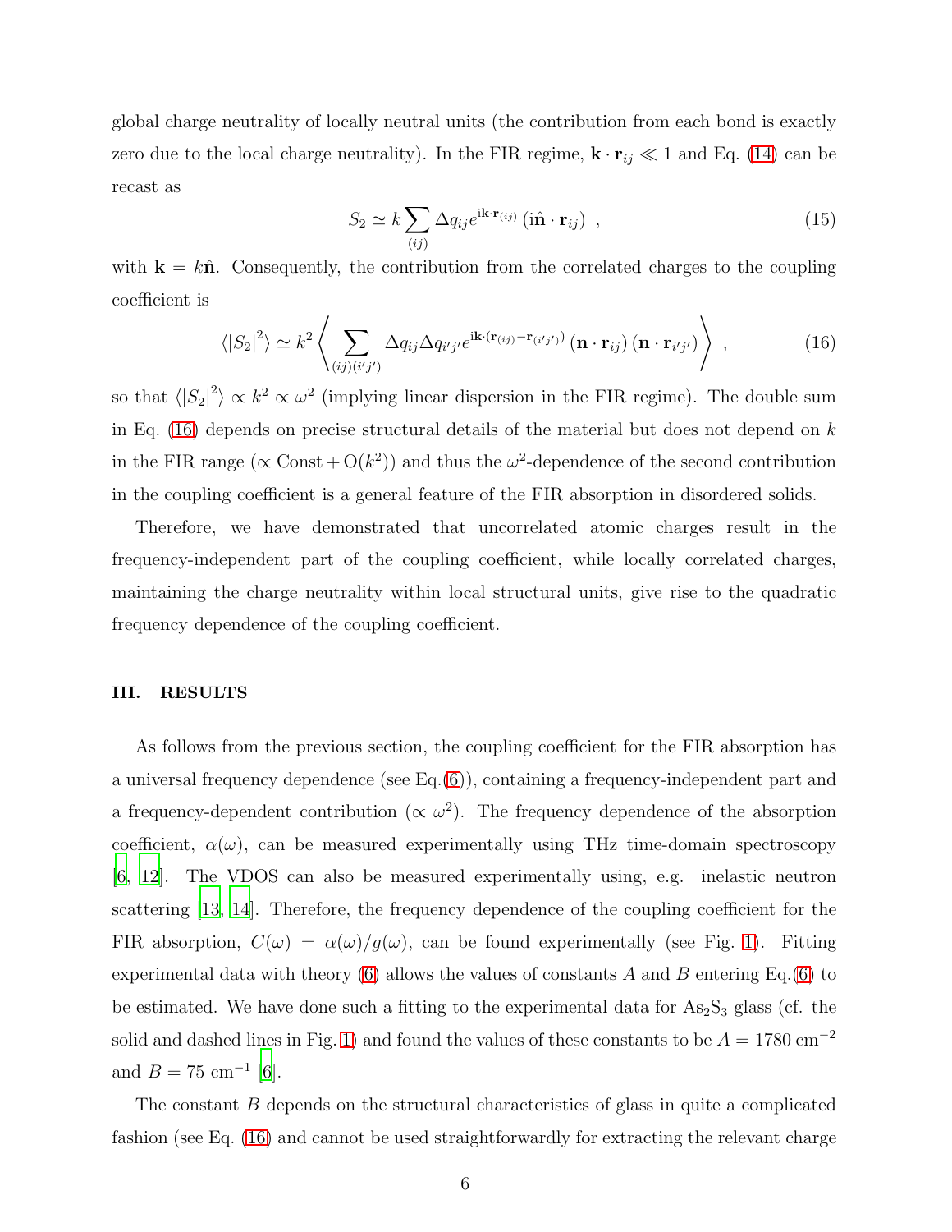global charge neutrality of locally neutral units (the contribution from each bond is exactly zero due to the local charge neutrality). In the FIR regime, $\mathbf{k} \cdot \mathbf{r}_{ij} \ll 1$ and Eq. (14) can be recast as

$$S_2 \simeq k \sum_{(ij)} \Delta q_{ij} e^{\mathrm{i}\mathbf{k}\cdot\mathbf{r}_{(ij)}} \left(\mathrm{i}\hat{\mathbf{n}} \cdot \mathbf{r}_{ij}\right) \ , \tag{15}$$

with $\mathbf{k} = k\hat{\mathbf{n}}$. Consequently, the contribution from the correlated charges to the coupling coefficient is

$$\left\langle |S_2|^2 \right\rangle \simeq k^2 \left\langle \sum_{(ij)(i'j')} \Delta q_{ij} \Delta q_{i'j'} e^{\mathrm{i}\mathbf{k}\cdot(\mathbf{r}_{(ij)} - \mathbf{r}_{(i'j')})} \left(\mathbf{n} \cdot \mathbf{r}_{ij}\right) \left(\mathbf{n} \cdot \mathbf{r}_{i'j'}\right) \right\rangle \ , \tag{16}$$

so that $\left\langle |S_2|^2 \right\rangle \propto k^2 \propto \omega^2$ (implying linear dispersion in the FIR regime). The double sum in Eq. (16) depends on precise structural details of the material but does not depend on $k$ in the FIR range ($\propto \mathrm{Const} + \mathrm{O}(k^2)$) and thus the $\omega^2$-dependence of the second contribution in the coupling coefficient is a general feature of the FIR absorption in disordered solids.

Therefore, we have demonstrated that uncorrelated atomic charges result in the frequency-independent part of the coupling coefficient, while locally correlated charges, maintaining the charge neutrality within local structural units, give rise to the quadratic frequency dependence of the coupling coefficient.

## III. RESULTS

As follows from the previous section, the coupling coefficient for the FIR absorption has a universal frequency dependence (see Eq.(6)), containing a frequency-independent part and a frequency-dependent contribution ($\propto \omega^2$). The frequency dependence of the absorption coefficient, $\alpha(\omega)$, can be measured experimentally using THz time-domain spectroscopy [6, 12]. The VDOS can also be measured experimentally using, e.g. inelastic neutron scattering [13, 14]. Therefore, the frequency dependence of the coupling coefficient for the FIR absorption, $C(\omega) = \alpha(\omega)/g(\omega)$, can be found experimentally (see Fig. 1). Fitting experimental data with theory (6) allows the values of constants $A$ and $B$ entering Eq.(6) to be estimated. We have done such a fitting to the experimental data for $As_2S_3$ glass (cf. the solid and dashed lines in Fig. 1) and found the values of these constants to be $A = 1780$ cm$^{-2}$ and $B = 75$ cm$^{-1}$ [6].

The constant $B$ depends on the structural characteristics of glass in quite a complicated fashion (see Eq. (16) and cannot be used straightforwardly for extracting the relevant charge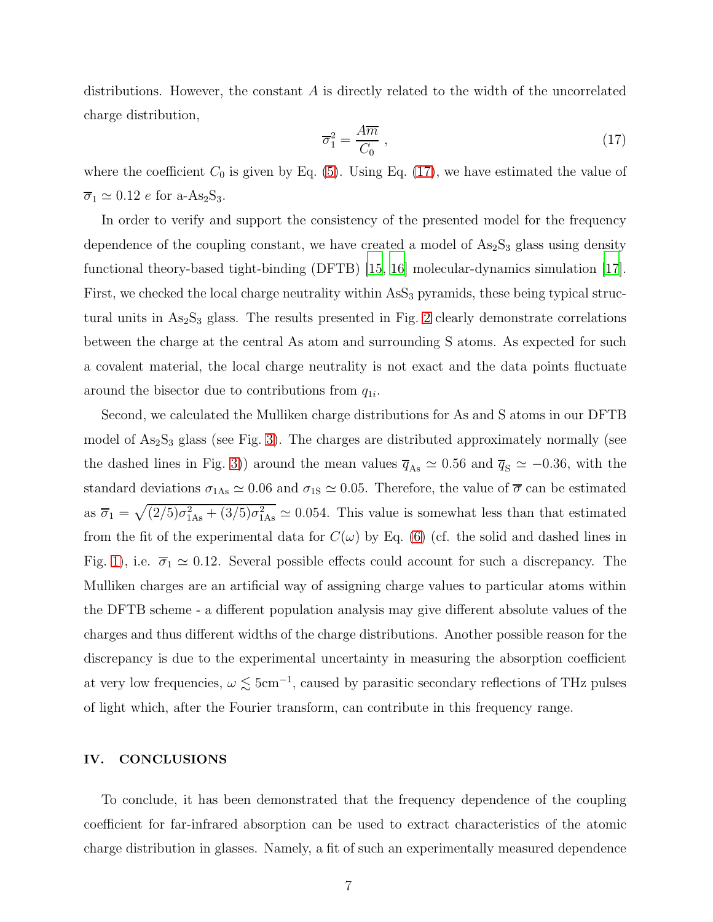distributions. However, the constant $A$ is directly related to the width of the uncorrelated charge distribution,

$$\overline{\sigma}_1^2 = \frac{A\overline{m}}{C_0} \; , \tag{17}$$

where the coefficient $C_0$ is given by Eq. (5). Using Eq. (17), we have estimated the value of $\overline{\sigma}_1 \simeq 0.12\ e$ for a-$As_2S_3$.

In order to verify and support the consistency of the presented model for the frequency dependence of the coupling constant, we have created a model of $As_2S_3$ glass using density functional theory-based tight-binding (DFTB) [15, 16] molecular-dynamics simulation [17]. First, we checked the local charge neutrality within $AsS_3$ pyramids, these being typical structural units in $As_2S_3$ glass. The results presented in Fig. 2 clearly demonstrate correlations between the charge at the central As atom and surrounding S atoms. As expected for such a covalent material, the local charge neutrality is not exact and the data points fluctuate around the bisector due to contributions from $q_{1i}$.

Second, we calculated the Mulliken charge distributions for As and S atoms in our DFTB model of $As_2S_3$ glass (see Fig. 3). The charges are distributed approximately normally (see the dashed lines in Fig. 3)) around the mean values $\overline{q}_{\mathrm{As}} \simeq 0.56$ and $\overline{q}_{\mathrm{S}} \simeq -0.36$, with the standard deviations $\sigma_{1\mathrm{As}} \simeq 0.06$ and $\sigma_{1\mathrm{S}} \simeq 0.05$. Therefore, the value of $\overline{\sigma}$ can be estimated as $\overline{\sigma}_1 = \sqrt{(2/5)\sigma_{1\mathrm{As}}^2 + (3/5)\sigma_{1\mathrm{As}}^2} \simeq 0.054$. This value is somewhat less than that estimated from the fit of the experimental data for $C(\omega)$ by Eq. (6) (cf. the solid and dashed lines in Fig. 1), i.e. $\overline{\sigma}_1 \simeq 0.12$. Several possible effects could account for such a discrepancy. The Mulliken charges are an artificial way of assigning charge values to particular atoms within the DFTB scheme - a different population analysis may give different absolute values of the charges and thus different widths of the charge distributions. Another possible reason for the discrepancy is due to the experimental uncertainty in measuring the absorption coefficient at very low frequencies, $\omega \lesssim 5\mathrm{cm}^{-1}$, caused by parasitic secondary reflections of THz pulses of light which, after the Fourier transform, can contribute in this frequency range.

## IV. CONCLUSIONS

To conclude, it has been demonstrated that the frequency dependence of the coupling coefficient for far-infrared absorption can be used to extract characteristics of the atomic charge distribution in glasses. Namely, a fit of such an experimentally measured dependence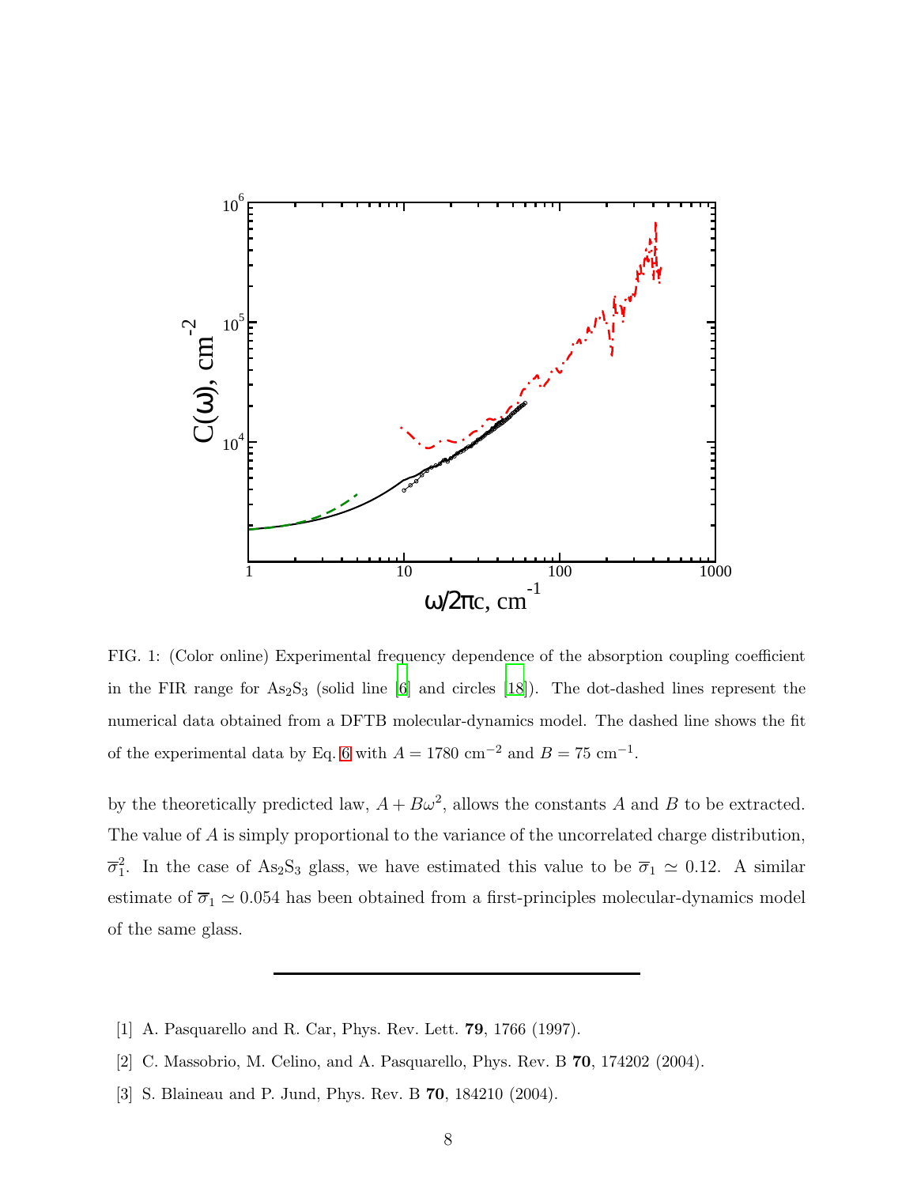FIG. 1: (Color online) Experimental frequency dependence of the absorption coupling coefficient in the FIR range for $As_2S_3$ (solid line [6] and circles [18]). The dot-dashed lines represent the numerical data obtained from a DFTB molecular-dynamics model. The dashed line shows the fit of the experimental data by Eq. 6 with $A = 1780$ cm$^{-2}$ and $B = 75$ cm$^{-1}$.

by the theoretically predicted law, $A + B\omega^2$, allows the constants $A$ and $B$ to be extracted. The value of $A$ is simply proportional to the variance of the uncorrelated charge distribution, $\overline{\sigma}_1^2$. In the case of $As_2S_3$ glass, we have estimated this value to be $\overline{\sigma}_1 \simeq 0.12$. A similar estimate of $\overline{\sigma}_1 \simeq 0.054$ has been obtained from a first-principles molecular-dynamics model of the same glass.

---

[1] A. Pasquarello and R. Car, Phys. Rev. Lett. **79**, 1766 (1997).

[2] C. Massobrio, M. Celino, and A. Pasquarello, Phys. Rev. B **70**, 174202 (2004).

[3] S. Blaineau and P. Jund, Phys. Rev. B **70**, 184210 (2004).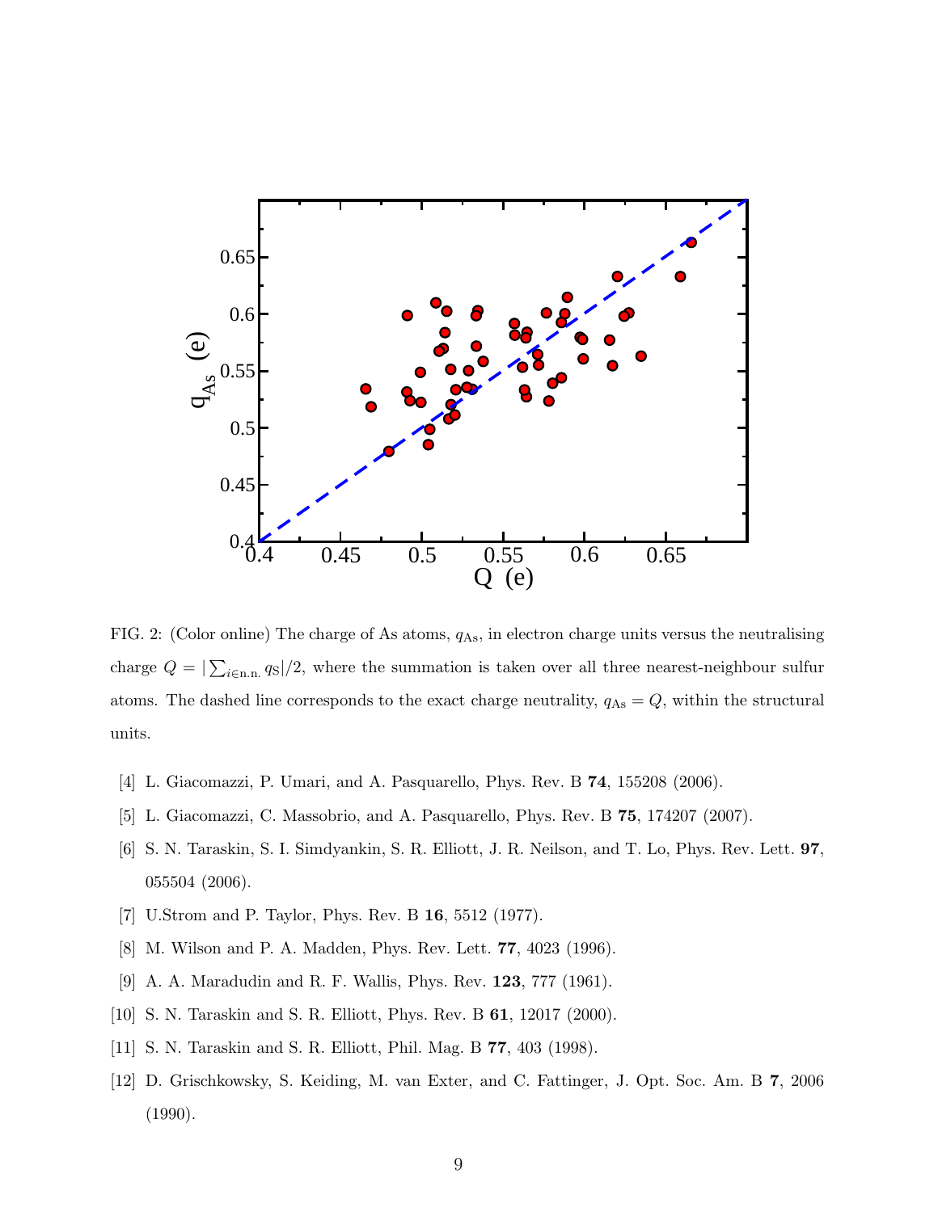FIG. 2: (Color online) The charge of As atoms, $q_{\mathrm{As}}$, in electron charge units versus the neutralising charge $Q = |\sum_{i\in\mathrm{n.n.}} q_{\mathrm{S}}|/2$, where the summation is taken over all three nearest-neighbour sulfur atoms. The dashed line corresponds to the exact charge neutrality, $q_{\mathrm{As}} = Q$, within the structural units.

[4] L. Giacomazzi, P. Umari, and A. Pasquarello, Phys. Rev. B **74**, 155208 (2006).

[5] L. Giacomazzi, C. Massobrio, and A. Pasquarello, Phys. Rev. B **75**, 174207 (2007).

[6] S. N. Taraskin, S. I. Simdyankin, S. R. Elliott, J. R. Neilson, and T. Lo, Phys. Rev. Lett. **97**, 055504 (2006).

[7] U.Strom and P. Taylor, Phys. Rev. B **16**, 5512 (1977).

[8] M. Wilson and P. A. Madden, Phys. Rev. Lett. **77**, 4023 (1996).

[9] A. A. Maradudin and R. F. Wallis, Phys. Rev. **123**, 777 (1961).

[10] S. N. Taraskin and S. R. Elliott, Phys. Rev. B **61**, 12017 (2000).

[11] S. N. Taraskin and S. R. Elliott, Phil. Mag. B **77**, 403 (1998).

[12] D. Grischkowsky, S. Keiding, M. van Exter, and C. Fattinger, J. Opt. Soc. Am. B **7**, 2006 (1990).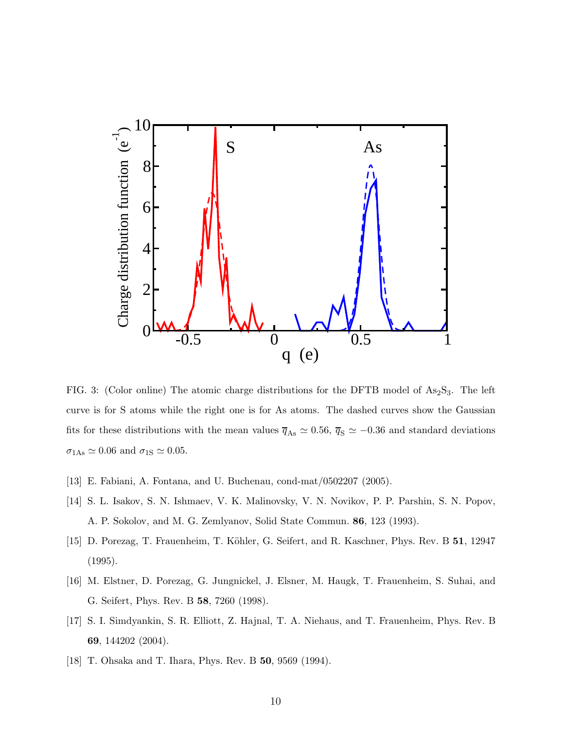S

As

Charge distribution function ($e^{-1}$)

10
8
6
4
2
0

-0.5
0
0.5
1

q (e)

FIG. 3: (Color online) The atomic charge distributions for the DFTB model of $As_2S_3$. The left curve is for S atoms while the right one is for As atoms. The dashed curves show the Gaussian fits for these distributions with the mean values $\overline{q}_{\rm As} \simeq 0.56$, $\overline{q}_{\rm S} \simeq -0.36$ and standard deviations $\sigma_{1\rm As} \simeq 0.06$ and $\sigma_{1\rm S} \simeq 0.05$.

[13] E. Fabiani, A. Fontana, and U. Buchenau, cond-mat/0502207 (2005).

[14] S. L. Isakov, S. N. Ishmaev, V. K. Malinovsky, V. N. Novikov, P. P. Parshin, S. N. Popov, A. P. Sokolov, and M. G. Zemlyanov, Solid State Commun. **86**, 123 (1993).

[15] D. Porezag, T. Frauenheim, T. Köhler, G. Seifert, and R. Kaschner, Phys. Rev. B **51**, 12947 (1995).

[16] M. Elstner, D. Porezag, G. Jungnickel, J. Elsner, M. Haugk, T. Frauenheim, S. Suhai, and G. Seifert, Phys. Rev. B **58**, 7260 (1998).

[17] S. I. Simdyankin, S. R. Elliott, Z. Hajnal, T. A. Niehaus, and T. Frauenheim, Phys. Rev. B **69**, 144202 (2004).

[18] T. Ohsaka and T. Ihara, Phys. Rev. B **50**, 9569 (1994).